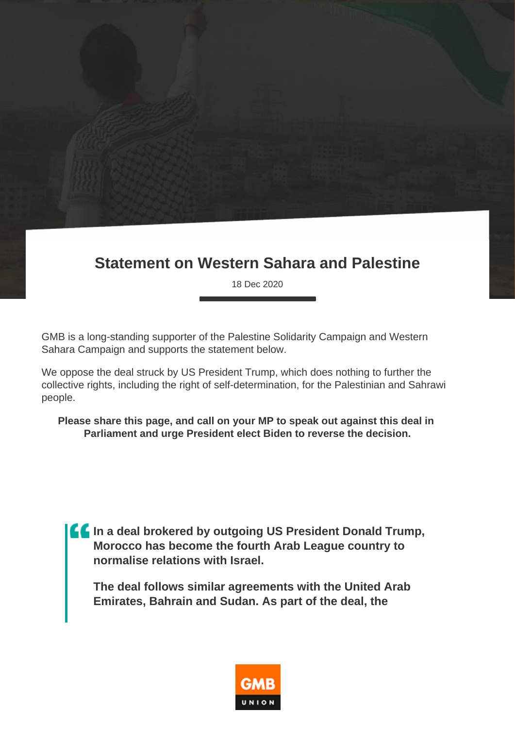# Statement on Western Sahara and Palestine

18 Dec 2020

GMB is a long-standing supporter of the Palestine Solidarity Campaign and Western Sahara Campaign and supports the statement below.

We oppose the deal struck by US President Trump, which does nothing to further the collective rights, including the right of self-determination, for the Palestinian and Sahrawi people.

**Please share this page, and call on your MP to speak out against this deal in Parliament and urge President elect Biden to reverse the decision.**

> **In a deal brokered by outgoing US President Donald Trump, Morocco has become the fourth Arab League country to normalise relations with Israel.**
>
> **The deal follows similar agreements with the United Arab Emirates, Bahrain and Sudan. As part of the deal, the**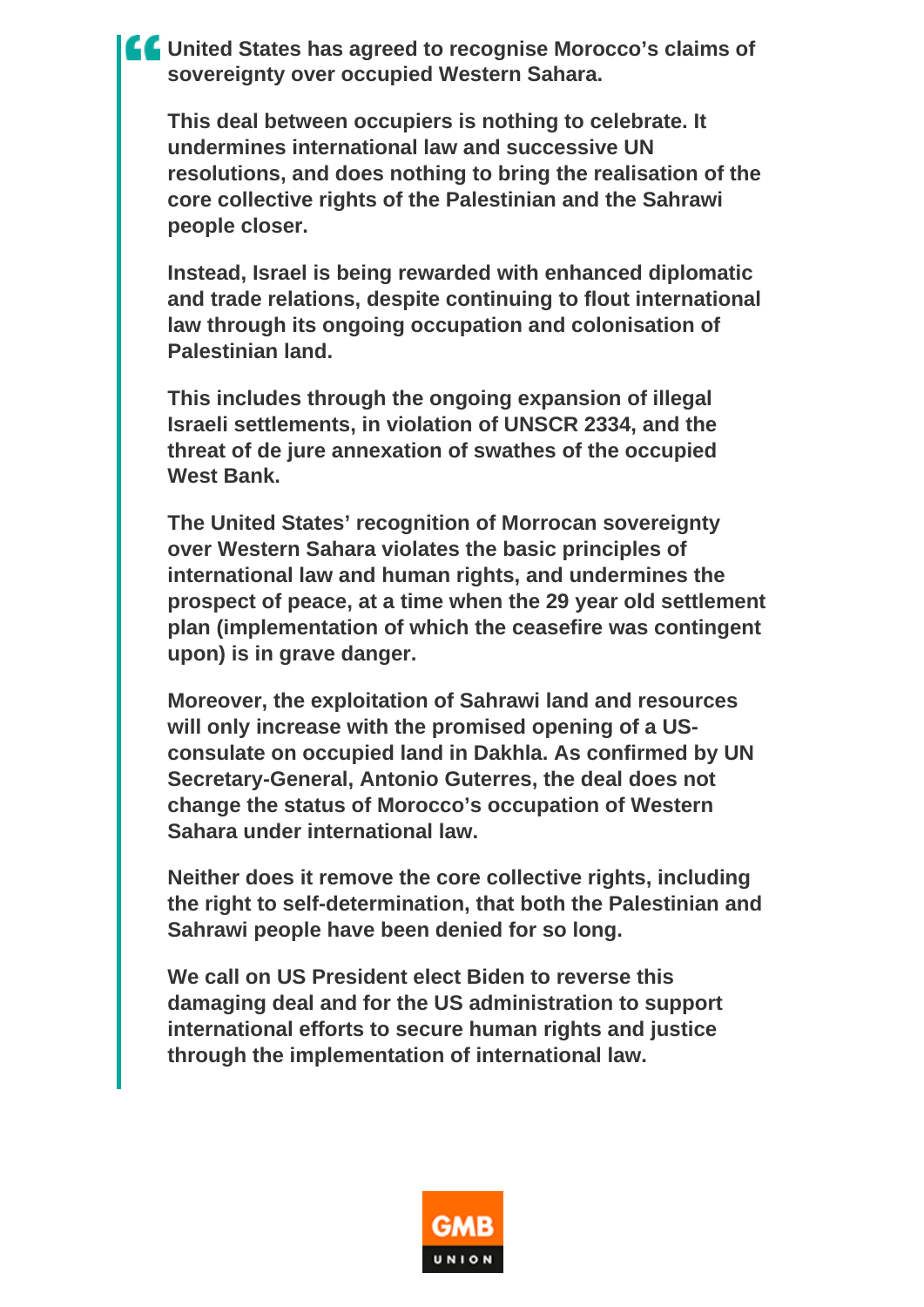**United States has agreed to recognise Morocco’s claims of sovereignty over occupied Western Sahara.**

**This deal between occupiers is nothing to celebrate. It undermines international law and successive UN resolutions, and does nothing to bring the realisation of the core collective rights of the Palestinian and the Sahrawi people closer.**

**Instead, Israel is being rewarded with enhanced diplomatic and trade relations, despite continuing to flout international law through its ongoing occupation and colonisation of Palestinian land.**

**This includes through the ongoing expansion of illegal Israeli settlements, in violation of UNSCR 2334, and the threat of de jure annexation of swathes of the occupied West Bank.**

**The United States’ recognition of Morrocan sovereignty over Western Sahara violates the basic principles of international law and human rights, and undermines the prospect of peace, at a time when the 29 year old settlement plan (implementation of which the ceasefire was contingent upon) is in grave danger.**

**Moreover, the exploitation of Sahrawi land and resources will only increase with the promised opening of a US-consulate on occupied land in Dakhla. As confirmed by UN Secretary-General, Antonio Guterres, the deal does not change the status of Morocco’s occupation of Western Sahara under international law.**

**Neither does it remove the core collective rights, including the right to self-determination, that both the Palestinian and Sahrawi people have been denied for so long.**

**We call on US President elect Biden to reverse this damaging deal and for the US administration to support international efforts to secure human rights and justice through the implementation of international law.**

GMB UNION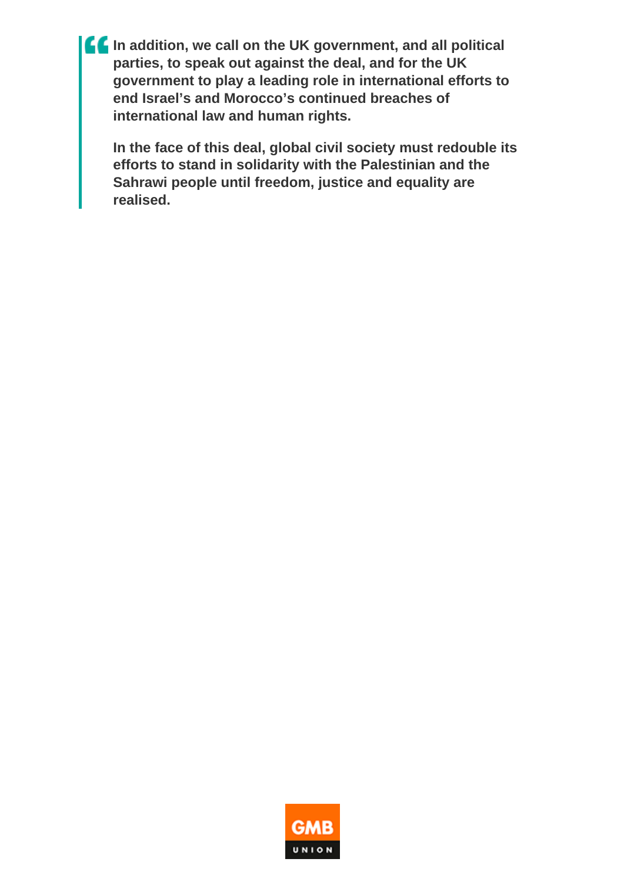> **In addition, we call on the UK government, and all political parties, to speak out against the deal, and for the UK government to play a leading role in international efforts to end Israel's and Morocco's continued breaches of international law and human rights.**
>
> **In the face of this deal, global civil society must redouble its efforts to stand in solidarity with the Palestinian and the Sahrawi people until freedom, justice and equality are realised.**

GMB UNION